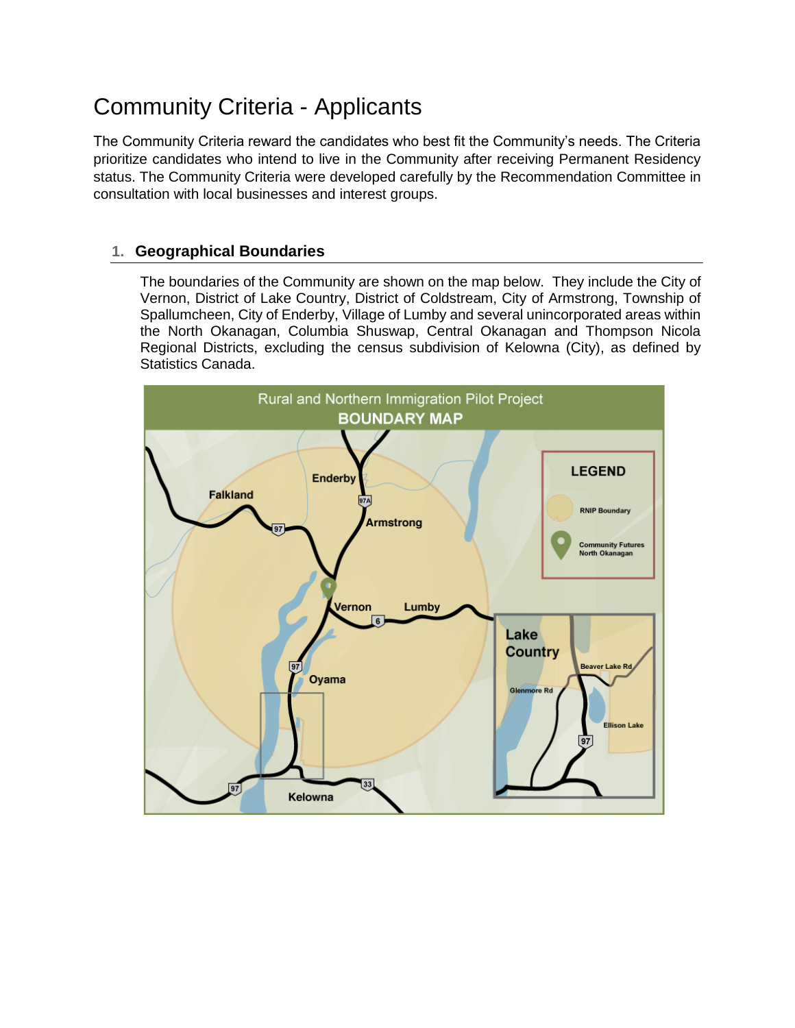# Community Criteria - Applicants

The Community Criteria reward the candidates who best fit the Community's needs. The Criteria prioritize candidates who intend to live in the Community after receiving Permanent Residency status. The Community Criteria were developed carefully by the Recommendation Committee in consultation with local businesses and interest groups.

## 1. Geographical Boundaries

The boundaries of the Community are shown on the map below. They include the City of Vernon, District of Lake Country, District of Coldstream, City of Armstrong, Township of Spallumcheen, City of Enderby, Village of Lumby and several unincorporated areas within the North Okanagan, Columbia Shuswap, Central Okanagan and Thompson Nicola Regional Districts, excluding the census subdivision of Kelowna (City), as defined by Statistics Canada.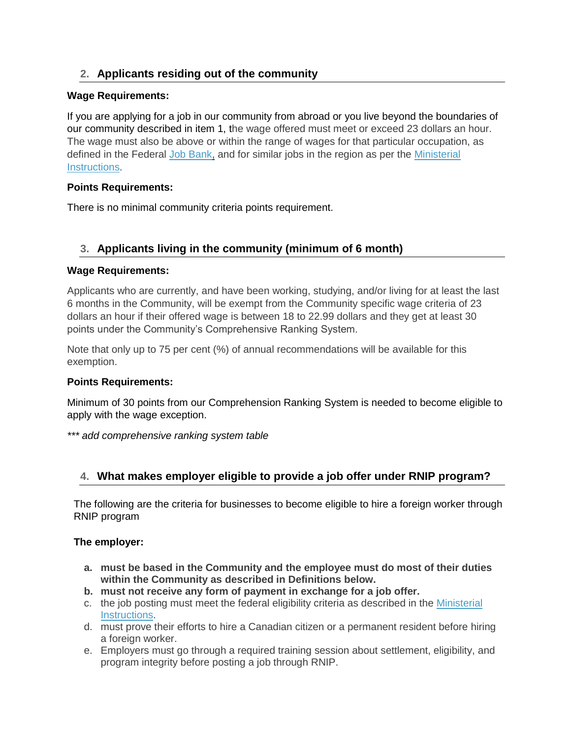## 2. Applicants residing out of the community

**Wage Requirements:**

If you are applying for a job in our community from abroad or you live beyond the boundaries of our community described in item 1, the wage offered must meet or exceed 23 dollars an hour. The wage must also be above or within the range of wages for that particular occupation, as defined in the Federal Job Bank, and for similar jobs in the region as per the Ministerial Instructions.

**Points Requirements:**

There is no minimal community criteria points requirement.

## 3. Applicants living in the community (minimum of 6 month)

**Wage Requirements:**

Applicants who are currently, and have been working, studying, and/or living for at least the last 6 months in the Community, will be exempt from the Community specific wage criteria of 23 dollars an hour if their offered wage is between 18 to 22.99 dollars and they get at least 30 points under the Community's Comprehensive Ranking System.

Note that only up to 75 per cent (%) of annual recommendations will be available for this exemption.

**Points Requirements:**

Minimum of 30 points from our Comprehension Ranking System is needed to become eligible to apply with the wage exception.

*\*\*\* add comprehensive ranking system table*

## 4. What makes employer eligible to provide a job offer under RNIP program?

The following are the criteria for businesses to become eligible to hire a foreign worker through RNIP program

**The employer:**

a. **must be based in the Community and the employee must do most of their duties within the Community as described in Definitions below.**
b. **must not receive any form of payment in exchange for a job offer.**
c. the job posting must meet the federal eligibility criteria as described in the Ministerial Instructions.
d. must prove their efforts to hire a Canadian citizen or a permanent resident before hiring a foreign worker.
e. Employers must go through a required training session about settlement, eligibility, and program integrity before posting a job through RNIP.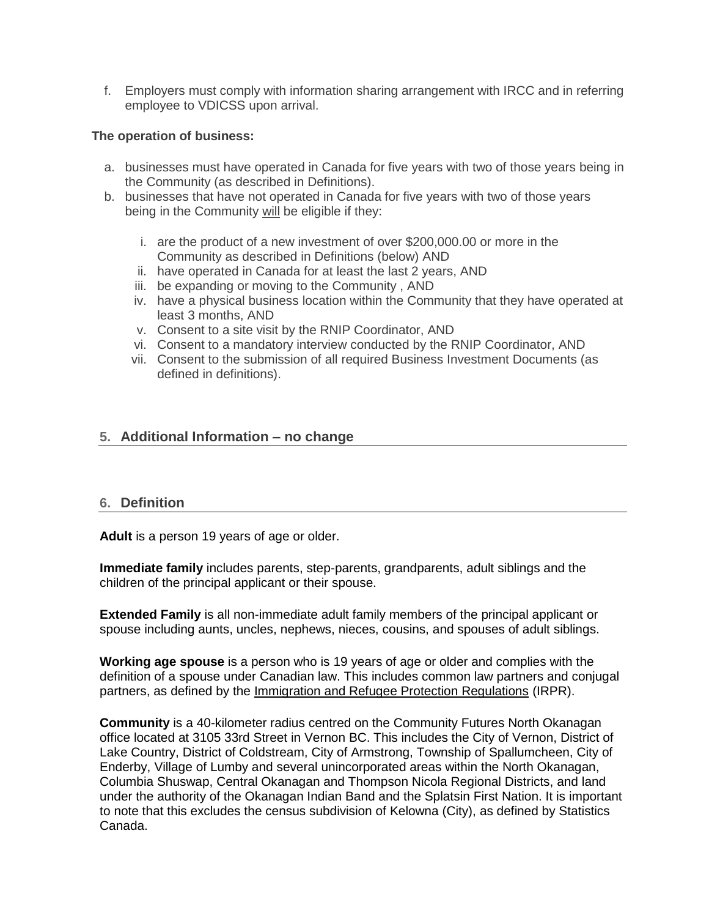f. Employers must comply with information sharing arrangement with IRCC and in referring employee to VDICSS upon arrival.

**The operation of business:**

a. businesses must have operated in Canada for five years with two of those years being in the Community (as described in Definitions).
b. businesses that have not operated in Canada for five years with two of those years being in the Community will be eligible if they:
   i. are the product of a new investment of over $200,000.00 or more in the Community as described in Definitions (below) AND
   ii. have operated in Canada for at least the last 2 years, AND
   iii. be expanding or moving to the Community , AND
   iv. have a physical business location within the Community that they have operated at least 3 months, AND
   v. Consent to a site visit by the RNIP Coordinator, AND
   vi. Consent to a mandatory interview conducted by the RNIP Coordinator, AND
   vii. Consent to the submission of all required Business Investment Documents (as defined in definitions).

## 5. Additional Information – no change

## 6. Definition

**Adult** is a person 19 years of age or older.

**Immediate family** includes parents, step-parents, grandparents, adult siblings and the children of the principal applicant or their spouse.

**Extended Family** is all non-immediate adult family members of the principal applicant or spouse including aunts, uncles, nephews, nieces, cousins, and spouses of adult siblings.

**Working age spouse** is a person who is 19 years of age or older and complies with the definition of a spouse under Canadian law. This includes common law partners and conjugal partners, as defined by the Immigration and Refugee Protection Regulations (IRPR).

**Community** is a 40-kilometer radius centred on the Community Futures North Okanagan office located at 3105 33rd Street in Vernon BC. This includes the City of Vernon, District of Lake Country, District of Coldstream, City of Armstrong, Township of Spallumcheen, City of Enderby, Village of Lumby and several unincorporated areas within the North Okanagan, Columbia Shuswap, Central Okanagan and Thompson Nicola Regional Districts, and land under the authority of the Okanagan Indian Band and the Splatsin First Nation. It is important to note that this excludes the census subdivision of Kelowna (City), as defined by Statistics Canada.